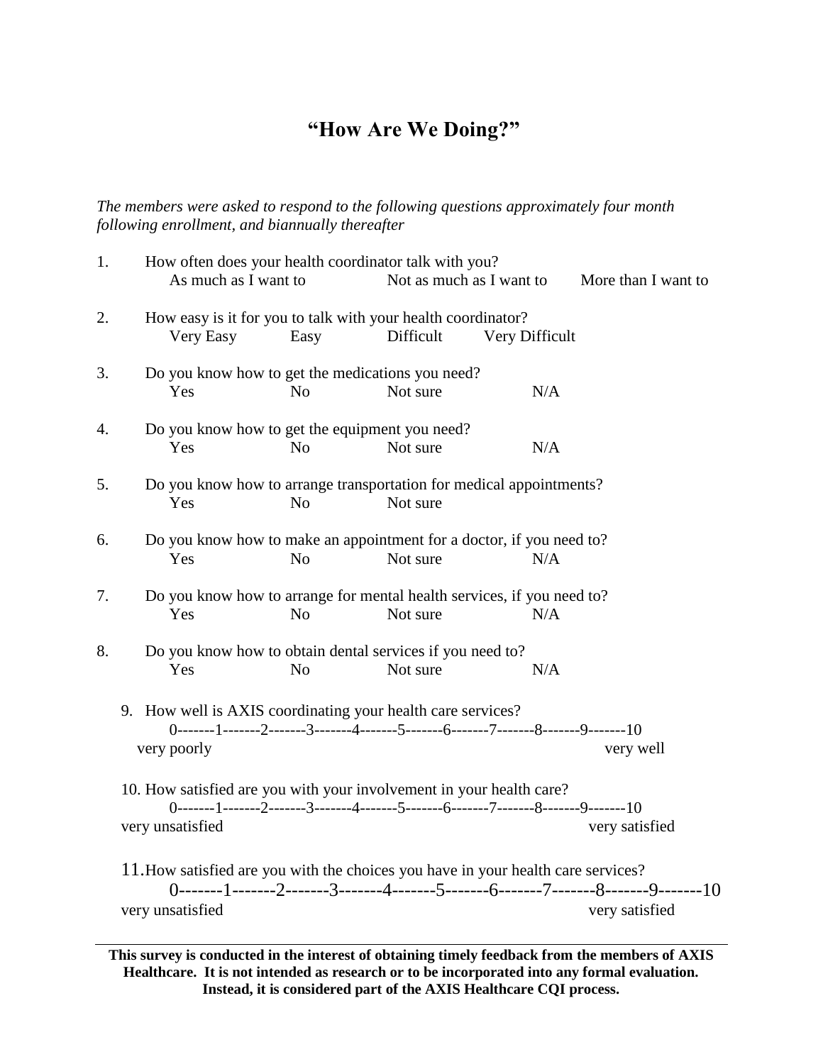# "How Are We Doing?"

*The members were asked to respond to the following questions approximately four month following enrollment, and biannually thereafter*

1. How often does your health coordinator talk with you?
   As much as I want to     Not as much as I want to     More than I want to

2. How easy is it for you to talk with your health coordinator?
   Very Easy     Easy     Difficult     Very Difficult

3. Do you know how to get the medications you need?
   Yes     No     Not sure     N/A

4. Do you know how to get the equipment you need?
   Yes     No     Not sure     N/A

5. Do you know how to arrange transportation for medical appointments?
   Yes     No     Not sure

6. Do you know how to make an appointment for a doctor, if you need to?
   Yes     No     Not sure     N/A

7. Do you know how to arrange for mental health services, if you need to?
   Yes     No     Not sure     N/A

8. Do you know how to obtain dental services if you need to?
   Yes     No     Not sure     N/A

9. How well is AXIS coordinating your health care services?
   0-------1-------2-------3-------4-------5-------6-------7-------8-------9-------10
   very poorly                                                                                   very well

10. How satisfied are you with your involvement in your health care?
   0-------1-------2-------3-------4-------5-------6-------7-------8-------9-------10
   very unsatisfied                                                                           very satisfied

11. How satisfied are you with the choices you have in your health care services?
   0-------1-------2-------3-------4-------5-------6-------7-------8-------9-------10
   very unsatisfied                                                                           very satisfied

---

**This survey is conducted in the interest of obtaining timely feedback from the members of AXIS Healthcare. It is not intended as research or to be incorporated into any formal evaluation. Instead, it is considered part of the AXIS Healthcare CQI process.**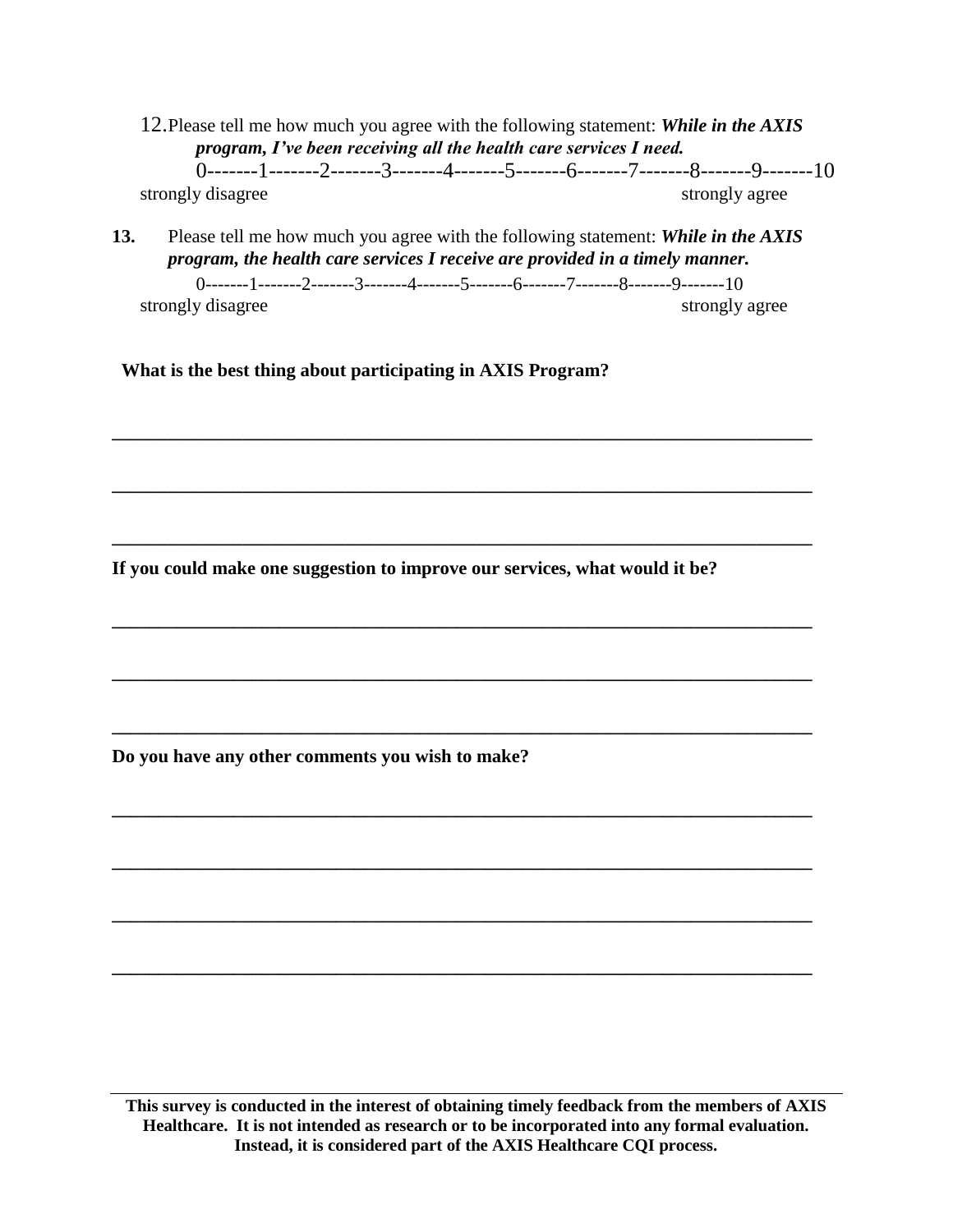12. Please tell me how much you agree with the following statement: ***While in the AXIS program, I've been receiving all the health care services I need.***

0-------1-------2-------3-------4-------5-------6-------7-------8-------9-------10

strongly disagree strongly agree

**13.** Please tell me how much you agree with the following statement: ***While in the AXIS program, the health care services I receive are provided in a timely manner.***

0-------1-------2-------3-------4-------5-------6-------7-------8-------9-------10

strongly disagree strongly agree

**What is the best thing about participating in AXIS Program?**

______________________________________________________________________________

______________________________________________________________________________

______________________________________________________________________________

**If you could make one suggestion to improve our services, what would it be?**

______________________________________________________________________________

______________________________________________________________________________

______________________________________________________________________________

**Do you have any other comments you wish to make?**

______________________________________________________________________________

______________________________________________________________________________

______________________________________________________________________________

______________________________________________________________________________

---

**This survey is conducted in the interest of obtaining timely feedback from the members of AXIS Healthcare. It is not intended as research or to be incorporated into any formal evaluation. Instead, it is considered part of the AXIS Healthcare CQI process.**